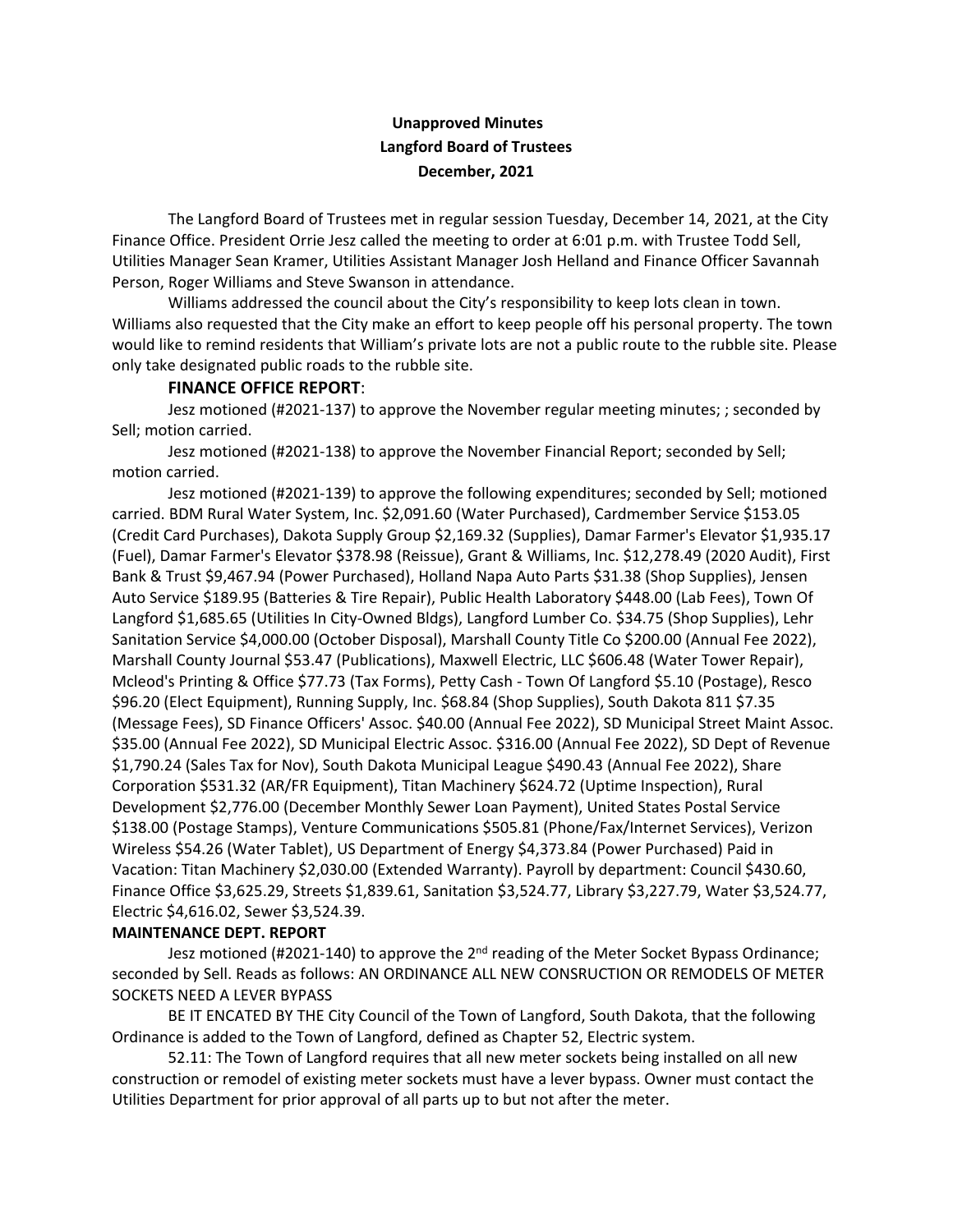**Unapproved Minutes**
**Langford Board of Trustees**
**December, 2021**

The Langford Board of Trustees met in regular session Tuesday, December 14, 2021, at the City Finance Office. President Orrie Jesz called the meeting to order at 6:01 p.m. with Trustee Todd Sell, Utilities Manager Sean Kramer, Utilities Assistant Manager Josh Helland and Finance Officer Savannah Person, Roger Williams and Steve Swanson in attendance.

Williams addressed the council about the City's responsibility to keep lots clean in town. Williams also requested that the City make an effort to keep people off his personal property. The town would like to remind residents that William's private lots are not a public route to the rubble site. Please only take designated public roads to the rubble site.

**FINANCE OFFICE REPORT**:

Jesz motioned (#2021-137) to approve the November regular meeting minutes; ; seconded by Sell; motion carried.

Jesz motioned (#2021-138) to approve the November Financial Report; seconded by Sell; motion carried.

Jesz motioned (#2021-139) to approve the following expenditures; seconded by Sell; motioned carried. BDM Rural Water System, Inc. $2,091.60 (Water Purchased), Cardmember Service $153.05 (Credit Card Purchases), Dakota Supply Group $2,169.32 (Supplies), Damar Farmer's Elevator $1,935.17 (Fuel), Damar Farmer's Elevator $378.98 (Reissue), Grant & Williams, Inc. $12,278.49 (2020 Audit), First Bank & Trust $9,467.94 (Power Purchased), Holland Napa Auto Parts $31.38 (Shop Supplies), Jensen Auto Service $189.95 (Batteries & Tire Repair), Public Health Laboratory $448.00 (Lab Fees), Town Of Langford $1,685.65 (Utilities In City-Owned Bldgs), Langford Lumber Co. $34.75 (Shop Supplies), Lehr Sanitation Service $4,000.00 (October Disposal), Marshall County Title Co $200.00 (Annual Fee 2022), Marshall County Journal $53.47 (Publications), Maxwell Electric, LLC $606.48 (Water Tower Repair), Mcleod's Printing & Office $77.73 (Tax Forms), Petty Cash - Town Of Langford $5.10 (Postage), Resco $96.20 (Elect Equipment), Running Supply, Inc. $68.84 (Shop Supplies), South Dakota 811 $7.35 (Message Fees), SD Finance Officers' Assoc. $40.00 (Annual Fee 2022), SD Municipal Street Maint Assoc. $35.00 (Annual Fee 2022), SD Municipal Electric Assoc. $316.00 (Annual Fee 2022), SD Dept of Revenue $1,790.24 (Sales Tax for Nov), South Dakota Municipal League $490.43 (Annual Fee 2022), Share Corporation $531.32 (AR/FR Equipment), Titan Machinery $624.72 (Uptime Inspection), Rural Development $2,776.00 (December Monthly Sewer Loan Payment), United States Postal Service $138.00 (Postage Stamps), Venture Communications $505.81 (Phone/Fax/Internet Services), Verizon Wireless $54.26 (Water Tablet), US Department of Energy $4,373.84 (Power Purchased) Paid in Vacation: Titan Machinery $2,030.00 (Extended Warranty). Payroll by department: Council $430.60, Finance Office $3,625.29, Streets $1,839.61, Sanitation $3,524.77, Library $3,227.79, Water $3,524.77, Electric $4,616.02, Sewer $3,524.39.

**MAINTENANCE DEPT. REPORT**

Jesz motioned (#2021-140) to approve the 2nd reading of the Meter Socket Bypass Ordinance; seconded by Sell. Reads as follows: AN ORDINANCE ALL NEW CONSRUCTION OR REMODELS OF METER SOCKETS NEED A LEVER BYPASS

BE IT ENCATED BY THE City Council of the Town of Langford, South Dakota, that the following Ordinance is added to the Town of Langford, defined as Chapter 52, Electric system.

52.11: The Town of Langford requires that all new meter sockets being installed on all new construction or remodel of existing meter sockets must have a lever bypass. Owner must contact the Utilities Department for prior approval of all parts up to but not after the meter.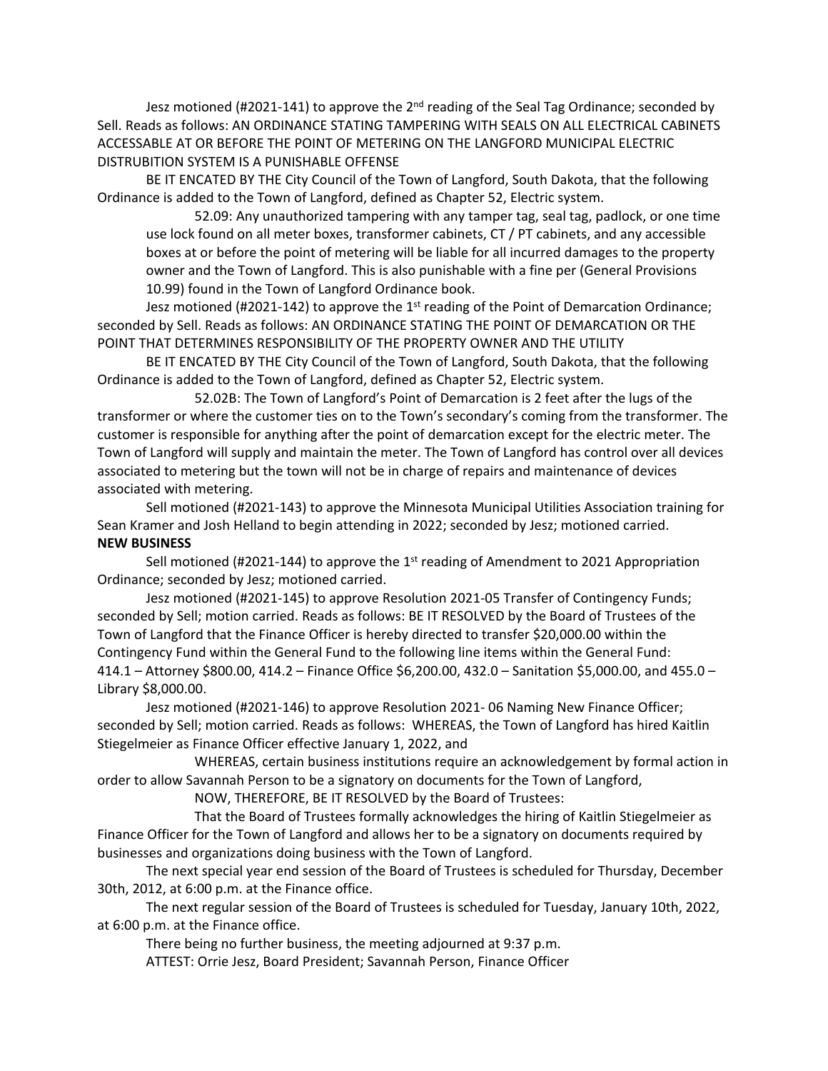Jesz motioned (#2021-141) to approve the 2nd reading of the Seal Tag Ordinance; seconded by Sell. Reads as follows: AN ORDINANCE STATING TAMPERING WITH SEALS ON ALL ELECTRICAL CABINETS ACCESSABLE AT OR BEFORE THE POINT OF METERING ON THE LANGFORD MUNICIPAL ELECTRIC DISTRUBITION SYSTEM IS A PUNISHABLE OFFENSE

BE IT ENCATED BY THE City Council of the Town of Langford, South Dakota, that the following Ordinance is added to the Town of Langford, defined as Chapter 52, Electric system.

52.09: Any unauthorized tampering with any tamper tag, seal tag, padlock, or one time use lock found on all meter boxes, transformer cabinets, CT / PT cabinets, and any accessible boxes at or before the point of metering will be liable for all incurred damages to the property owner and the Town of Langford. This is also punishable with a fine per (General Provisions 10.99) found in the Town of Langford Ordinance book.

Jesz motioned (#2021-142) to approve the 1st reading of the Point of Demarcation Ordinance; seconded by Sell. Reads as follows: AN ORDINANCE STATING THE POINT OF DEMARCATION OR THE POINT THAT DETERMINES RESPONSIBILITY OF THE PROPERTY OWNER AND THE UTILITY

BE IT ENCATED BY THE City Council of the Town of Langford, South Dakota, that the following Ordinance is added to the Town of Langford, defined as Chapter 52, Electric system.

52.02B: The Town of Langford's Point of Demarcation is 2 feet after the lugs of the transformer or where the customer ties on to the Town's secondary's coming from the transformer. The customer is responsible for anything after the point of demarcation except for the electric meter. The Town of Langford will supply and maintain the meter. The Town of Langford has control over all devices associated to metering but the town will not be in charge of repairs and maintenance of devices associated with metering.

Sell motioned (#2021-143) to approve the Minnesota Municipal Utilities Association training for Sean Kramer and Josh Helland to begin attending in 2022; seconded by Jesz; motioned carried.

**NEW BUSINESS**

Sell motioned (#2021-144) to approve the 1st reading of Amendment to 2021 Appropriation Ordinance; seconded by Jesz; motioned carried.

Jesz motioned (#2021-145) to approve Resolution 2021-05 Transfer of Contingency Funds; seconded by Sell; motion carried. Reads as follows: BE IT RESOLVED by the Board of Trustees of the Town of Langford that the Finance Officer is hereby directed to transfer $20,000.00 within the Contingency Fund within the General Fund to the following line items within the General Fund: 414.1 – Attorney $800.00, 414.2 – Finance Office $6,200.00, 432.0 – Sanitation $5,000.00, and 455.0 – Library $8,000.00.

Jesz motioned (#2021-146) to approve Resolution 2021- 06 Naming New Finance Officer; seconded by Sell; motion carried. Reads as follows: WHEREAS, the Town of Langford has hired Kaitlin Stiegelmeier as Finance Officer effective January 1, 2022, and

WHEREAS, certain business institutions require an acknowledgement by formal action in order to allow Savannah Person to be a signatory on documents for the Town of Langford,

NOW, THEREFORE, BE IT RESOLVED by the Board of Trustees:

That the Board of Trustees formally acknowledges the hiring of Kaitlin Stiegelmeier as Finance Officer for the Town of Langford and allows her to be a signatory on documents required by businesses and organizations doing business with the Town of Langford.

The next special year end session of the Board of Trustees is scheduled for Thursday, December 30th, 2012, at 6:00 p.m. at the Finance office.

The next regular session of the Board of Trustees is scheduled for Tuesday, January 10th, 2022, at 6:00 p.m. at the Finance office.

There being no further business, the meeting adjourned at 9:37 p.m.

ATTEST: Orrie Jesz, Board President; Savannah Person, Finance Officer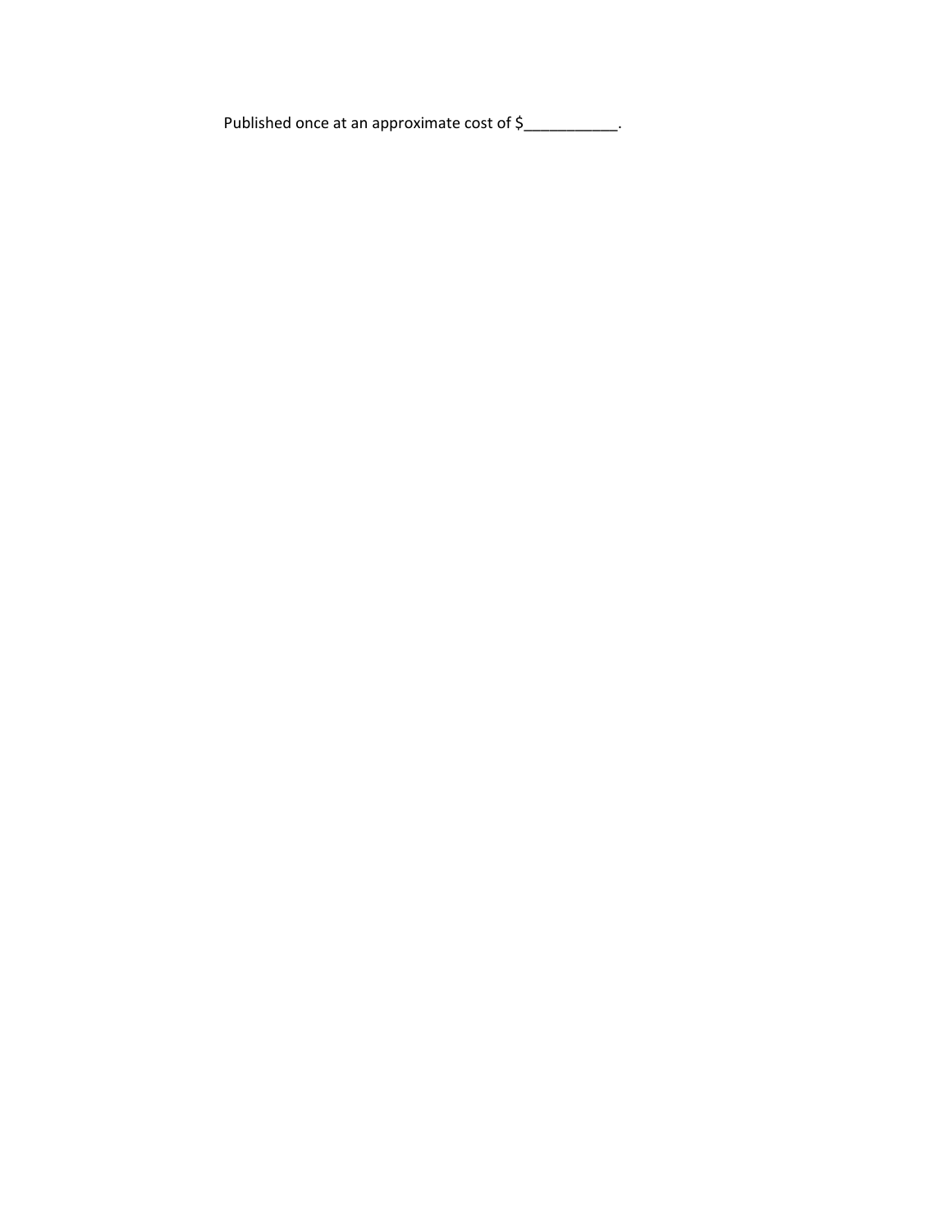Published once at an approximate cost of $___________.